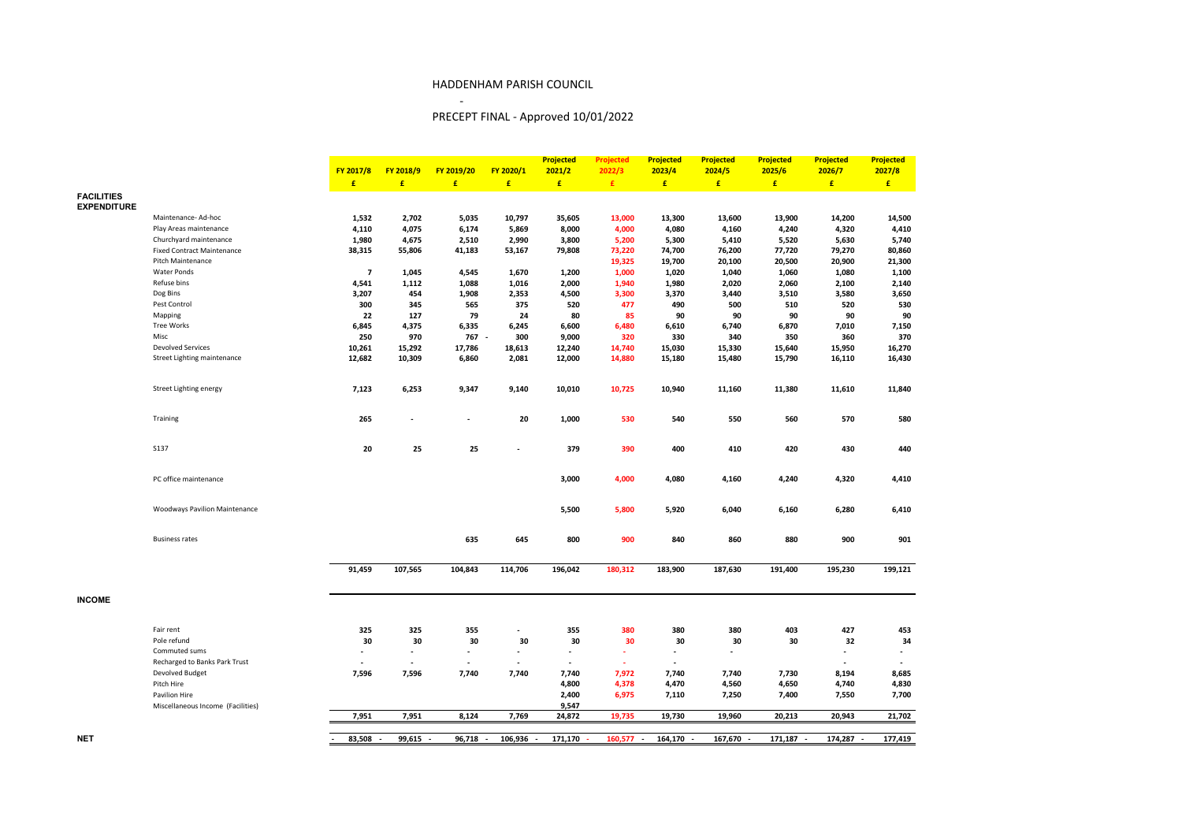# HADDENHAM PARISH COUNCIL

-

## PRECEPT FINAL - Approved 10/01/2022

| | | FY 2017/8 | FY 2018/9 | FY 2019/20 | FY 2020/1 | Projected 2021/2 | Projected 2022/3 | Projected 2023/4 | Projected 2024/5 | Projected 2025/6 | Projected 2026/7 | Projected 2027/8 |
|---|---|---|---|---|---|---|---|---|---|---|---|---|
| | | £ | £ | £ | £ | £ | £ | £ | £ | £ | £ | £ |
| **FACILITIES EXPENDITURE** | | | | | | | | | | | | |
| | Maintenance- Ad-hoc | 1,532 | 2,702 | 5,035 | 10,797 | 35,605 | 13,000 | 13,300 | 13,600 | 13,900 | 14,200 | 14,500 |
| | Play Areas maintenance | 4,110 | 4,075 | 6,174 | 5,869 | 8,000 | 4,000 | 4,080 | 4,160 | 4,240 | 4,320 | 4,410 |
| | Churchyard maintenance | 1,980 | 4,675 | 2,510 | 2,990 | 3,800 | 5,200 | 5,300 | 5,410 | 5,520 | 5,630 | 5,740 |
| | Fixed Contract Maintenance | 38,315 | 55,806 | 41,183 | 53,167 | 79,808 | 73,220 | 74,700 | 76,200 | 77,720 | 79,270 | 80,860 |
| | Pitch Maintenance | | | | | | 19,325 | 19,700 | 20,100 | 20,500 | 20,900 | 21,300 |
| | Water Ponds | 7 | 1,045 | 4,545 | 1,670 | 1,200 | 1,000 | 1,020 | 1,040 | 1,060 | 1,080 | 1,100 |
| | Refuse bins | 4,541 | 1,112 | 1,088 | 1,016 | 2,000 | 1,940 | 1,980 | 2,020 | 2,060 | 2,100 | 2,140 |
| | Dog Bins | 3,207 | 454 | 1,908 | 2,353 | 4,500 | 3,300 | 3,370 | 3,440 | 3,510 | 3,580 | 3,650 |
| | Pest Control | 300 | 345 | 565 | 375 | 520 | 477 | 490 | 500 | 510 | 520 | 530 |
| | Mapping | 22 | 127 | 79 | 24 | 80 | 85 | 90 | 90 | 90 | 90 | 90 |
| | Tree Works | 6,845 | 4,375 | 6,335 | 6,245 | 6,600 | 6,480 | 6,610 | 6,740 | 6,870 | 7,010 | 7,150 |
| | Misc | 250 | 970 | 767 | - 300 | 9,000 | 320 | 330 | 340 | 350 | 360 | 370 |
| | Devolved Services | 10,261 | 15,292 | 17,786 | 18,613 | 12,240 | 14,740 | 15,030 | 15,330 | 15,640 | 15,950 | 16,270 |
| | Street Lighting maintenance | 12,682 | 10,309 | 6,860 | 2,081 | 12,000 | 14,880 | 15,180 | 15,480 | 15,790 | 16,110 | 16,430 |
| | Street Lighting energy | 7,123 | 6,253 | 9,347 | 9,140 | 10,010 | 10,725 | 10,940 | 11,160 | 11,380 | 11,610 | 11,840 |
| | Training | 265 | - | - | 20 | 1,000 | 530 | 540 | 550 | 560 | 570 | 580 |
| | S137 | 20 | 25 | 25 | - | 379 | 390 | 400 | 410 | 420 | 430 | 440 |
| | PC office maintenance | | | | | 3,000 | 4,000 | 4,080 | 4,160 | 4,240 | 4,320 | 4,410 |
| | Woodways Pavilion Maintenance | | | | | 5,500 | 5,800 | 5,920 | 6,040 | 6,160 | 6,280 | 6,410 |
| | Business rates | | | 635 | 645 | 800 | 900 | 840 | 860 | 880 | 900 | 901 |
| | | **91,459** | **107,565** | **104,843** | **114,706** | **196,042** | **180,312** | **183,900** | **187,630** | **191,400** | **195,230** | **199,121** |
| **INCOME** | | | | | | | | | | | | |
| | Fair rent | 325 | 325 | 355 | - | 355 | 380 | 380 | 380 | 403 | 427 | 453 |
| | Pole refund | 30 | 30 | 30 | 30 | 30 | 30 | 30 | 30 | 30 | 32 | 34 |
| | Commuted sums | - | - | - | - | - | - | - | - | | - | - |
| | Recharged to Banks Park Trust | - | - | - | - | - | - | - | | | - | - |
| | Devolved Budget | 7,596 | 7,596 | 7,740 | 7,740 | 7,740 | 7,972 | 7,740 | 7,740 | 7,730 | 8,194 | 8,685 |
| | Pitch Hire | | | | | 4,800 | 4,378 | 4,470 | 4,560 | 4,650 | 4,740 | 4,830 |
| | Pavilion Hire | | | | | 2,400 | 6,975 | 7,110 | 7,250 | 7,400 | 7,550 | 7,700 |
| | Miscellaneous Income (Facilities) | | | | | 9,547 | | | | | | |
| | | **7,951** | **7,951** | **8,124** | **7,769** | **24,872** | **19,735** | **19,730** | **19,960** | **20,213** | **20,943** | **21,702** |
| **NET** | | **- 83,508** | **- 99,615** | **- 96,718** | **- 106,936** | **- 171,170** | **- 160,577** | **- 164,170** | **- 167,670** | **- 171,187** | **- 174,287** | **- 177,419** |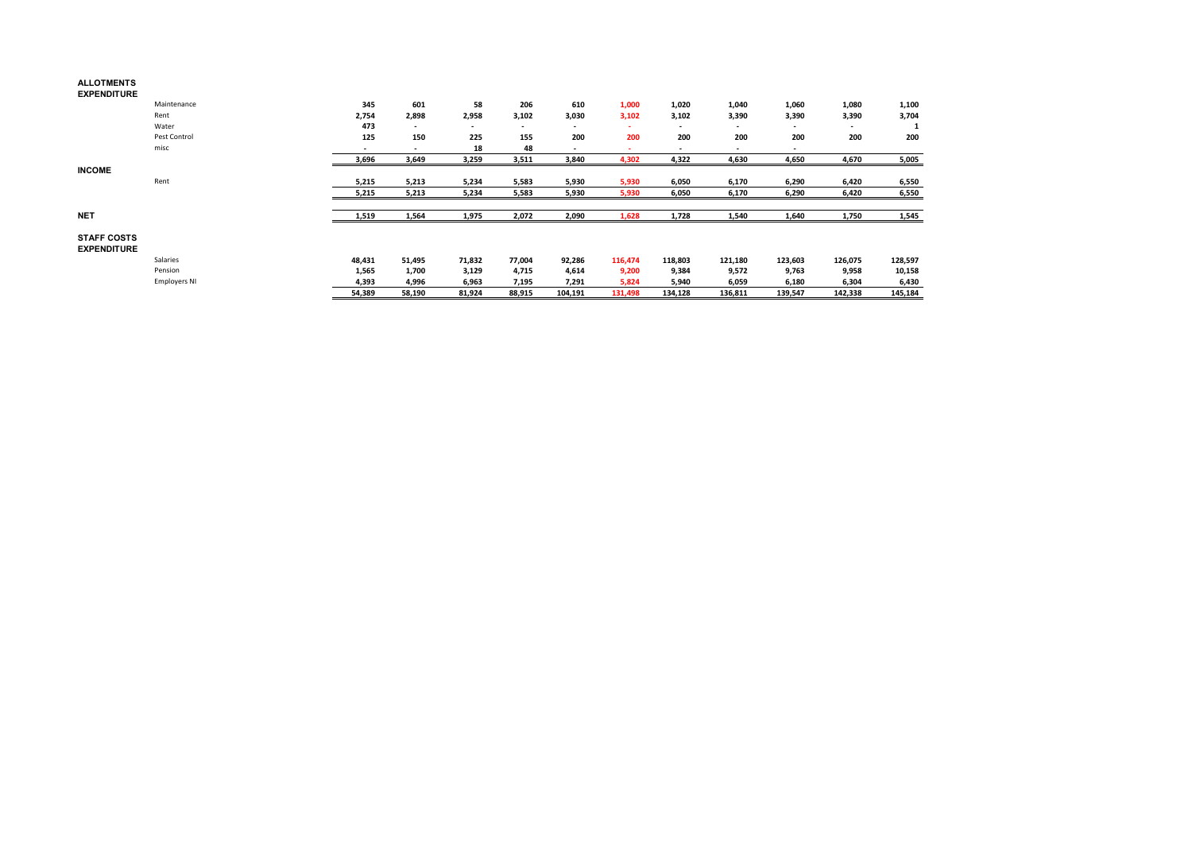**ALLOTMENTS**

**EXPENDITURE**

| | | | | | | | | | | | | |
|---|---|---|---|---|---|---|---|---|---|---|---|---|
| | Maintenance | 345 | 601 | 58 | 206 | 610 | 1,000 | 1,020 | 1,040 | 1,060 | 1,080 | 1,100 |
| | Rent | 2,754 | 2,898 | 2,958 | 3,102 | 3,030 | 3,102 | 3,102 | 3,390 | 3,390 | 3,390 | 3,704 |
| | Water | 473 | - | - | - | - | - | - | - | - | - | 1 |
| | Pest Control | 125 | 150 | 225 | 155 | 200 | 200 | 200 | 200 | 200 | 200 | 200 |
| | misc | - | - | 18 | 48 | - | - | - | - | - | | |
| | | 3,696 | 3,649 | 3,259 | 3,511 | 3,840 | 4,302 | 4,322 | 4,630 | 4,650 | 4,670 | 5,005 |
| **INCOME** | | | | | | | | | | | | |
| | Rent | 5,215 | 5,213 | 5,234 | 5,583 | 5,930 | 5,930 | 6,050 | 6,170 | 6,290 | 6,420 | 6,550 |
| | | 5,215 | 5,213 | 5,234 | 5,583 | 5,930 | 5,930 | 6,050 | 6,170 | 6,290 | 6,420 | 6,550 |
| **NET** | | 1,519 | 1,564 | 1,975 | 2,072 | 2,090 | 1,628 | 1,728 | 1,540 | 1,640 | 1,750 | 1,545 |

**STAFF COSTS**

**EXPENDITURE**

| | | | | | | | | | | | | |
|---|---|---|---|---|---|---|---|---|---|---|---|---|
| | Salaries | 48,431 | 51,495 | 71,832 | 77,004 | 92,286 | 116,474 | 118,803 | 121,180 | 123,603 | 126,075 | 128,597 |
| | Pension | 1,565 | 1,700 | 3,129 | 4,715 | 4,614 | 9,200 | 9,384 | 9,572 | 9,763 | 9,958 | 10,158 |
| | Employers NI | 4,393 | 4,996 | 6,963 | 7,195 | 7,291 | 5,824 | 5,940 | 6,059 | 6,180 | 6,304 | 6,430 |
| | | 54,389 | 58,190 | 81,924 | 88,915 | 104,191 | 131,498 | 134,128 | 136,811 | 139,547 | 142,338 | 145,184 |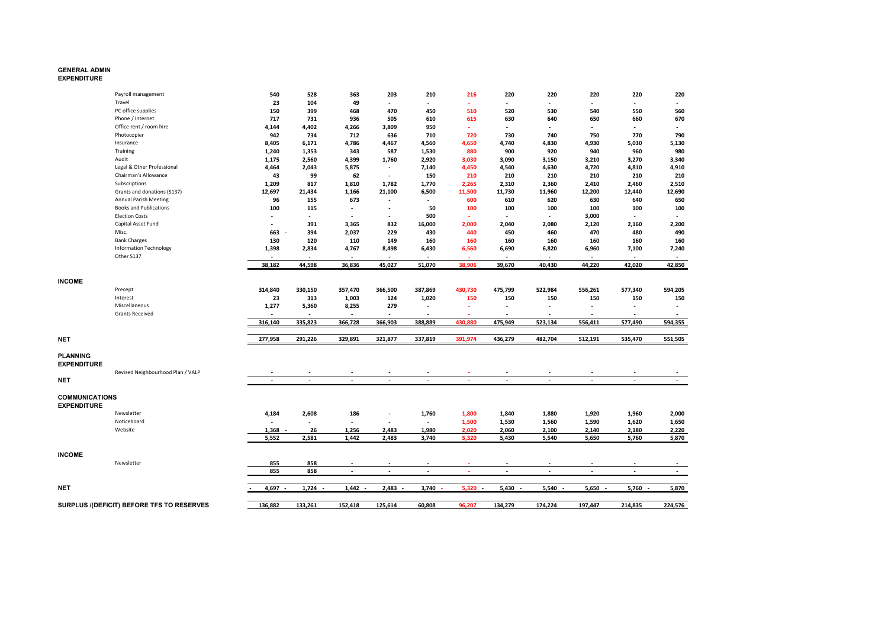**GENERAL ADMIN**
**EXPENDITURE**

| | | | | | | | | | | | |
|---|---|---|---|---|---|---|---|---|---|---|---|
| Payroll management | 540 | 528 | 363 | 203 | 210 | 216 | 220 | 220 | 220 | 220 | 220 |
| Travel | 23 | 104 | 49 | - | - | - | - | - | - | - | - |
| PC office supplies | 150 | 399 | 468 | 470 | 450 | 510 | 520 | 530 | 540 | 550 | 560 |
| Phone / Internet | 717 | 731 | 936 | 505 | 610 | 615 | 630 | 640 | 650 | 660 | 670 |
| Office rent / room hire | 4,144 | 4,402 | 4,266 | 3,809 | 950 | - | - | - | - | - | - |
| Photocopier | 942 | 734 | 712 | 636 | 710 | 720 | 730 | 740 | 750 | 770 | 790 |
| Insurance | 8,405 | 6,171 | 4,786 | 4,467 | 4,560 | 4,650 | 4,740 | 4,830 | 4,930 | 5,030 | 5,130 |
| Training | 1,240 | 1,353 | 343 | 587 | 1,530 | 880 | 900 | 920 | 940 | 960 | 980 |
| Audit | 1,175 | 2,560 | 4,399 | 1,760 | 2,920 | 3,030 | 3,090 | 3,150 | 3,210 | 3,270 | 3,340 |
| Legal & Other Professional | 4,464 | 2,043 | 5,875 | - | 7,140 | 4,450 | 4,540 | 4,630 | 4,720 | 4,810 | 4,910 |
| Chairman's Allowance | 43 | 99 | 62 | - | 150 | 210 | 210 | 210 | 210 | 210 | 210 |
| Subscriptions | 1,209 | 817 | 1,810 | 1,782 | 1,770 | 2,265 | 2,310 | 2,360 | 2,410 | 2,460 | 2,510 |
| Grants and donations (S137) | 12,697 | 21,434 | 1,166 | 21,100 | 6,500 | 11,500 | 11,730 | 11,960 | 12,200 | 12,440 | 12,690 |
| Annual Parish Meeting | 96 | 155 | 673 | - | - | 600 | 610 | 620 | 630 | 640 | 650 |
| Books and Publications | 100 | 115 | - | - | 50 | 100 | 100 | 100 | 100 | 100 | 100 |
| Election Costs | - | - | - | - | 500 | - | - | - | 3,000 | - | - |
| Capital Asset Fund | - | 391 | 3,365 | 832 | 16,000 | 2,000 | 2,040 | 2,080 | 2,120 | 2,160 | 2,200 |
| Misc. | 663 | -394 | 2,037 | 229 | 430 | 440 | 450 | 460 | 470 | 480 | 490 |
| Bank Charges | 130 | 120 | 110 | 149 | 160 | 160 | 160 | 160 | 160 | 160 | 160 |
| Information Technology | 1,398 | 2,834 | 4,767 | 8,498 | 6,430 | 6,560 | 6,690 | 6,820 | 6,960 | 7,100 | 7,240 |
| Other S137 | - | - | - | - | - | - | - | - | - | - | - |
| | 38,182 | 44,598 | 36,836 | 45,027 | 51,070 | 38,906 | 39,670 | 40,430 | 44,220 | 42,020 | 42,850 |

**INCOME**

| | | | | | | | | | | | |
|---|---|---|---|---|---|---|---|---|---|---|---|
| Precept | 314,840 | 330,150 | 357,470 | 366,500 | 387,869 | 430,730 | 475,799 | 522,984 | 556,261 | 577,340 | 594,205 |
| Interest | 23 | 313 | 1,003 | 124 | 1,020 | 150 | 150 | 150 | 150 | 150 | 150 |
| Miscellaneous | 1,277 | 5,360 | 8,255 | 279 | - | - | - | - | - | - | - |
| Grants Received | - | - | - | - | - | - | - | - | - | - | - |
| | 316,140 | 335,823 | 366,728 | 366,903 | 388,889 | 430,880 | 475,949 | 523,134 | 556,411 | 577,490 | 594,355 |
| **NET** | 277,958 | 291,226 | 329,891 | 321,877 | 337,819 | 391,974 | 436,279 | 482,704 | 512,191 | 535,470 | 551,505 |

**PLANNING**
**EXPENDITURE**

| | | | | | | | | | | | |
|---|---|---|---|---|---|---|---|---|---|---|---|
| Revised Neighbourhood Plan / VALP | - | - | - | - | - | - | - | - | - | - | - |
| **NET** | - | - | - | - | - | - | - | - | - | - | - |

**COMMUNICATIONS**
**EXPENDITURE**

| | | | | | | | | | | | |
|---|---|---|---|---|---|---|---|---|---|---|---|
| Newsletter | 4,184 | 2,608 | 186 | - | 1,760 | 1,800 | 1,840 | 1,880 | 1,920 | 1,960 | 2,000 |
| Noticeboard | - | - | - | - | - | 1,500 | 1,530 | 1,560 | 1,590 | 1,620 | 1,650 |
| Website | 1,368 | -26 | 1,256 | 2,483 | 1,980 | 2,020 | 2,060 | 2,100 | 2,140 | 2,180 | 2,220 |
| | 5,552 | 2,581 | 1,442 | 2,483 | 3,740 | 5,320 | 5,430 | 5,540 | 5,650 | 5,760 | 5,870 |

**INCOME**

| | | | | | | | | | | | |
|---|---|---|---|---|---|---|---|---|---|---|---|
| Newsletter | 855 | 858 | - | - | - | - | - | - | - | - | - |
| | 855 | 858 | - | - | - | - | - | - | - | - | - |
| **NET** | -4,697 | -1,724 | -1,442 | -2,483 | -3,740 | -5,320 | -5,430 | -5,540 | -5,650 | -5,760 | -5,870 |

| | | | | | | | | | | | |
|---|---|---|---|---|---|---|---|---|---|---|---|
| **SURPLUS /(DEFICIT) BEFORE TFS TO RESERVES** | 136,882 | 133,261 | 152,418 | 125,614 | 60,808 | 96,207 | 134,279 | 174,224 | 197,447 | 214,835 | 224,576 |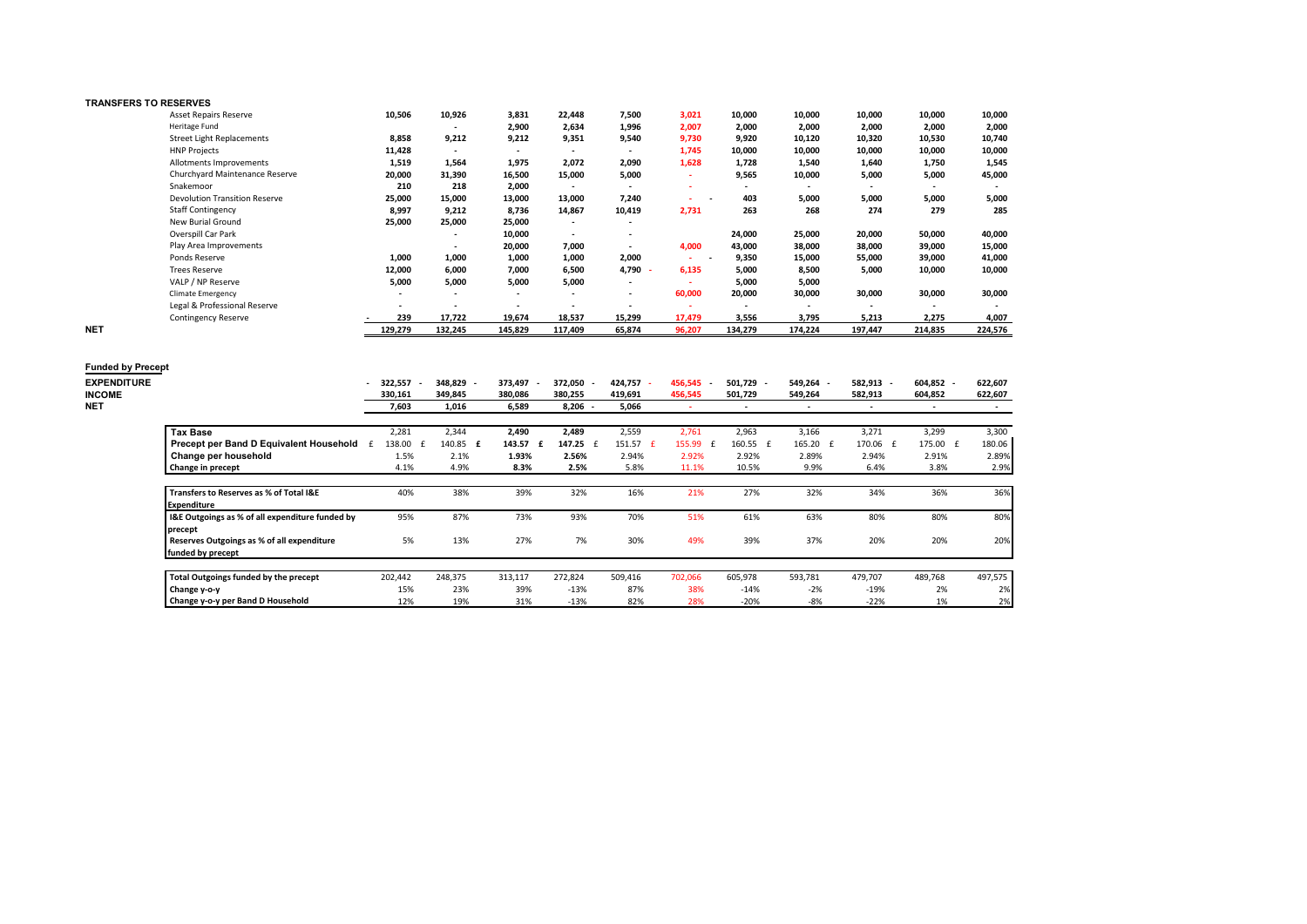## TRANSFERS TO RESERVES

| | | | | | | | | | | | |
|---|---|---|---|---|---|---|---|---|---|---|---|
| Asset Repairs Reserve | 10,506 | 10,926 | 3,831 | 22,448 | 7,500 | 3,021 | 10,000 | 10,000 | 10,000 | 10,000 | 10,000 |
| Heritage Fund | | - | 2,900 | 2,634 | 1,996 | 2,007 | 2,000 | 2,000 | 2,000 | 2,000 | 2,000 |
| Street Light Replacements | 8,858 | 9,212 | 9,212 | 9,351 | 9,540 | 9,730 | 9,920 | 10,120 | 10,320 | 10,530 | 10,740 |
| HNP Projects | 11,428 | - | - | - | - | 1,745 | 10,000 | 10,000 | 10,000 | 10,000 | 10,000 |
| Allotments Improvements | 1,519 | 1,564 | 1,975 | 2,072 | 2,090 | 1,628 | 1,728 | 1,540 | 1,640 | 1,750 | 1,545 |
| Churchyard Maintenance Reserve | 20,000 | 31,390 | 16,500 | 15,000 | 5,000 | - | 9,565 | 10,000 | 5,000 | 5,000 | 45,000 |
| Snakemoor | 210 | 218 | 2,000 | - | - | - | - | - | - | - | - |
| Devolution Transition Reserve | 25,000 | 15,000 | 13,000 | 13,000 | 7,240 | - - | 403 | 5,000 | 5,000 | 5,000 | 5,000 |
| Staff Contingency | 8,997 | 9,212 | 8,736 | 14,867 | 10,419 | 2,731 | 263 | 268 | 274 | 279 | 285 |
| New Burial Ground | 25,000 | 25,000 | 25,000 | - | - | | | | | | |
| Overspill Car Park | | - | 10,000 | - | - | | 24,000 | 25,000 | 20,000 | 50,000 | 40,000 |
| Play Area Improvements | | - | 20,000 | 7,000 | - | 4,000 | 43,000 | 38,000 | 38,000 | 39,000 | 15,000 |
| Ponds Reserve | 1,000 | 1,000 | 1,000 | 1,000 | 2,000 | - - | 9,350 | 15,000 | 55,000 | 39,000 | 41,000 |
| Trees Reserve | 12,000 | 6,000 | 7,000 | 6,500 | 4,790 - | 6,135 | 5,000 | 8,500 | 5,000 | 10,000 | 10,000 |
| VALP / NP Reserve | 5,000 | 5,000 | 5,000 | 5,000 | - | - | 5,000 | 5,000 | | | |
| Climate Emergency | - | - | - | - | - | 60,000 | 20,000 | 30,000 | 30,000 | 30,000 | 30,000 |
| Legal & Professional Reserve | - | - | - | - | - | - | - | - | - | - | - |
| Contingency Reserve | - 239 | 17,722 | 19,674 | 18,537 | 15,299 | 17,479 | 3,556 | 3,795 | 5,213 | 2,275 | 4,007 |
| **NET** | 129,279 | 132,245 | 145,829 | 117,409 | 65,874 | 96,207 | 134,279 | 174,224 | 197,447 | 214,835 | 224,576 |

## Funded by Precept

| | | | | | | | | | | | |
|---|---|---|---|---|---|---|---|---|---|---|---|
| **EXPENDITURE** | - 322,557 - | 348,829 - | 373,497 - | 372,050 - | 424,757 - | 456,545 - | 501,729 - | 549,264 - | 582,913 - | 604,852 - | 622,607 |
| **INCOME** | 330,161 | 349,845 | 380,086 | 380,255 | 419,691 | 456,545 | 501,729 | 549,264 | 582,913 | 604,852 | 622,607 |
| **NET** | 7,603 | 1,016 | 6,589 | 8,206 - | 5,066 | - | - | - | - | - | - |

| | | | | | | | | | | | |
|---|---|---|---|---|---|---|---|---|---|---|---|
| **Tax Base** | 2,281 | 2,344 | 2,490 | 2,489 | 2,559 | 2,761 | 2,963 | 3,166 | 3,271 | 3,299 | 3,300 |
| **Precept per Band D Equivalent Household** | £ 138.00 | £ 140.85 | £ 143.57 | £ 147.25 | £ 151.57 | £ 155.99 | £ 160.55 | £ 165.20 | £ 170.06 | £ 175.00 | £ 180.06 |
| **Change per household** | 1.5% | 2.1% | 1.93% | 2.56% | 2.94% | 2.92% | 2.92% | 2.89% | 2.94% | 2.91% | 2.89% |
| **Change in precept** | 4.1% | 4.9% | 8.3% | 2.5% | 5.8% | 11.1% | 10.5% | 9.9% | 6.4% | 3.8% | 2.9% |

| | | | | | | | | | | | |
|---|---|---|---|---|---|---|---|---|---|---|---|
| **Transfers to Reserves as % of Total I&E Expenditure** | 40% | 38% | 39% | 32% | 16% | 21% | 27% | 32% | 34% | 36% | 36% |
| **I&E Outgoings as % of all expenditure funded by precept** | 95% | 87% | 73% | 93% | 70% | 51% | 61% | 63% | 80% | 80% | 80% |
| **Reserves Outgoings as % of all expenditure funded by precept** | 5% | 13% | 27% | 7% | 30% | 49% | 39% | 37% | 20% | 20% | 20% |

| | | | | | | | | | | | |
|---|---|---|---|---|---|---|---|---|---|---|---|
| **Total Outgoings funded by the precept** | 202,442 | 248,375 | 313,117 | 272,824 | 509,416 | 702,066 | 605,978 | 593,781 | 479,707 | 489,768 | 497,575 |
| **Change y-o-y** | 15% | 23% | 39% | -13% | 87% | 38% | -14% | -2% | -19% | 2% | 2% |
| **Change y-o-y per Band D Household** | 12% | 19% | 31% | -13% | 82% | 28% | -20% | -8% | -22% | 1% | 2% |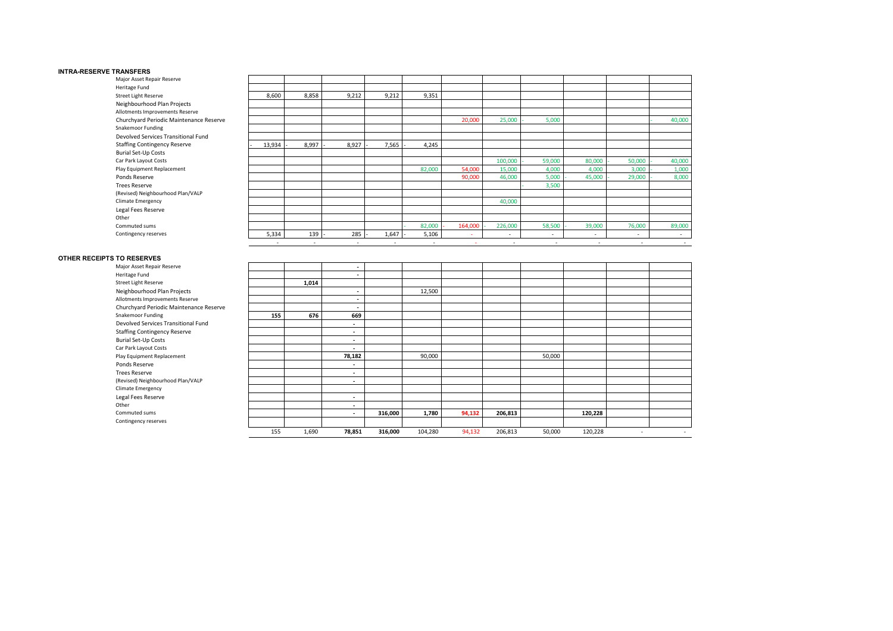### INTRA-RESERVE TRANSFERS

| | | | | | | | | | | | |
|---|---|---|---|---|---|---|---|---|---|---|---|
| Major Asset Repair Reserve | | | | | | | | | | | |
| Heritage Fund | | | | | | | | | | | |
| Street Light Reserve | 8,600 | 8,858 | 9,212 | 9,212 | 9,351 | | | | | | |
| Neighbourhood Plan Projects | | | | | | | | | | | |
| Allotments Improvements Reserve | | | | | | | | | | | |
| Churchyard Periodic Maintenance Reserve | | | | | | 20,000 | 25,000 | - 5,000 | | | - 40,000 |
| Snakemoor Funding | | | | | | | | | | | |
| Devolved Services Transitional Fund | | | | | | | | | | | |
| Staffing Contingency Reserve | - 13,934 | - 8,997 | - 8,927 | - 7,565 | - 4,245 | | | | | | |
| Burial Set-Up Costs | | | | | | | | | | | |
| Car Park Layout Costs | | | | | | | 100,000 | - 59,000 | 80,000 | - 50,000 | - 40,000 |
| Play Equipment Replacement | | | | | 82,000 | 54,000 | 15,000 | 4,000 | 4,000 | 3,000 | - 1,000 |
| Ponds Reserve | | | | | | 90,000 | 46,000 | 5,000 | - 45,000 | - 29,000 | - 8,000 |
| Trees Reserve | | | | | | | | - 3,500 | | | |
| (Revised) Neighbourhood Plan/VALP | | | | | | | | | | | |
| Climate Emergency | | | | | | | 40,000 | | | | |
| Legal Fees Reserve | | | | | | | | | | | |
| Other | | | | | | | | | | | |
| Commuted sums | | | | | - 82,000 | - 164,000 | - 226,000 | 58,500 | - 39,000 | 76,000 | 89,000 |
| Contingency reserves | 5,334 | 139 | - 285 | - 1,647 | - 5,106 | - | - | - | - | - | - |
| | - | - | - | - | - | - | - | - | - | - | - |

### OTHER RECEIPTS TO RESERVES

| | | | | | | | | | | | |
|---|---|---|---|---|---|---|---|---|---|---|---|
| Major Asset Repair Reserve | | | - | | | | | | | | |
| Heritage Fund | | | - | | | | | | | | |
| Street Light Reserve | | **1,014** | | | | | | | | | |
| Neighbourhood Plan Projects | | | - | | 12,500 | | | | | | |
| Allotments Improvements Reserve | | | - | | | | | | | | |
| Churchyard Periodic Maintenance Reserve | | | - | | | | | | | | |
| Snakemoor Funding | **155** | **676** | **669** | | | | | | | | |
| Devolved Services Transitional Fund | | | - | | | | | | | | |
| Staffing Contingency Reserve | | | - | | | | | | | | |
| Burial Set-Up Costs | | | - | | | | | | | | |
| Car Park Layout Costs | | | - | | | | | | | | |
| Play Equipment Replacement | | | **78,182** | | 90,000 | | | 50,000 | | | |
| Ponds Reserve | | | - | | | | | | | | |
| Trees Reserve | | | - | | | | | | | | |
| (Revised) Neighbourhood Plan/VALP | | | - | | | | | | | | |
| Climate Emergency | | | | | | | | | | | |
| Legal Fees Reserve | | | - | | | | | | | | |
| Other | | | - | | | | | | | | |
| Commuted sums | | | - | **316,000** | **1,780** | **94,132** | **206,813** | | **120,228** | | |
| Contingency reserves | | | | | | | | | | | |
| | 155 | 1,690 | **78,851** | **316,000** | 104,280 | 94,132 | 206,813 | 50,000 | 120,228 | - | - |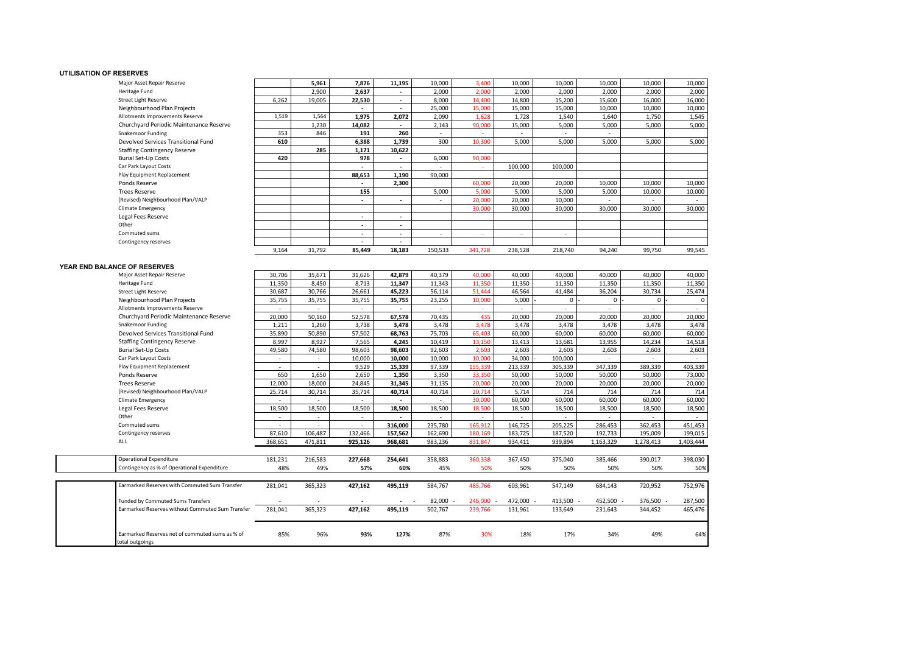## UTILISATION OF RESERVES

| | | | | | | | | | | | |
|---|---|---|---|---|---|---|---|---|---|---|---|
| Major Asset Repair Reserve | | 5,961 | **7,876** | **11,195** | 10,000 | 3,400 | 10,000 | 10,000 | 10,000 | 10,000 | 10,000 |
| Heritage Fund | | 2,900 | **2,637** | - | 2,000 | 2,000 | 2,000 | 2,000 | 2,000 | 2,000 | 2,000 |
| Street Light Reserve | 6,262 | 19,005 | **22,530** | - | 8,000 | 14,400 | 14,800 | 15,200 | 15,600 | 16,000 | 16,000 |
| Neighbourhood Plan Projects | | | - | - | 25,000 | 15,000 | 15,000 | 15,000 | 10,000 | 10,000 | 10,000 |
| Allotments Improvements Reserve | 1,519 | 1,564 | **1,975** | **2,072** | 2,090 | 1,628 | 1,728 | 1,540 | 1,640 | 1,750 | 1,545 |
| Churchyard Periodic Maintenance Reserve | | 1,230 | **14,082** | - | 2,143 | 90,000 | 15,000 | 5,000 | 5,000 | 5,000 | 5,000 |
| Snakemoor Funding | 353 | 846 | 191 | 260 | - | - | - | - | - | | |
| Devolved Services Transitional Fund | **610** | | **6,388** | **1,739** | 300 | 10,300 | 5,000 | 5,000 | 5,000 | 5,000 | 5,000 |
| Staffing Contingency Reserve | | **285** | **1,171** | **10,622** | | | | | | | |
| Burial Set-Up Costs | **420** | | **978** | - | 6,000 | 90,000 | | | | | |
| Car Park Layout Costs | | | - | - | - | - | 100,000 | 100,000 | | | |
| Play Equipment Replacement | | | **88,653** | **1,190** | 90,000 | | | | | | |
| Ponds Reserve | | | - | **2,300** | | 60,000 | 20,000 | 20,000 | 10,000 | 10,000 | 10,000 |
| Trees Reserve | | | **155** | | 5,000 | 5,000 | 5,000 | 5,000 | 5,000 | 10,000 | 10,000 |
| (Revised) Neighbourhood Plan/VALP | | | - | - | - | 20,000 | 20,000 | 10,000 | - | - | - |
| Climate Emergency | | | | | | 30,000 | 30,000 | 30,000 | 30,000 | 30,000 | 30,000 |
| Legal Fees Reserve | | | - | - | | | | | | | |
| Other | | | - | - | | | | | | | |
| Commuted sums | | | - | - | - | - | - | - | | | |
| Contingency reserves | | | - | - | | | | | | | |
| | 9,164 | 31,792 | **85,449** | **18,183** | 150,533 | 341,728 | 238,528 | 218,740 | 94,240 | 99,750 | 99,545 |

## YEAR END BALANCE OF RESERVES

| | | | | | | | | | | | |
|---|---|---|---|---|---|---|---|---|---|---|---|
| Major Asset Repair Reserve | 30,706 | 35,671 | 31,626 | **42,879** | 40,379 | 40,000 | 40,000 | 40,000 | 40,000 | 40,000 | 40,000 |
| Heritage Fund | 11,350 | 8,450 | 8,713 | **11,347** | 11,343 | 11,350 | 11,350 | 11,350 | 11,350 | 11,350 | 11,350 |
| Street Light Reserve | 30,687 | 30,766 | 26,661 | **45,223** | 56,114 | 51,444 | 46,564 | 41,484 | 36,204 | 30,734 | 25,474 |
| Neighbourhood Plan Projects | 35,755 | 35,755 | 35,755 | **35,755** | 23,255 | 10,000 | 5,000 | -0 | -0 | -0 | -0 |
| Allotments Improvements Reserve | - | - | - | - | - | - | - | - | - | - | - |
| Churchyard Periodic Maintenance Reserve | 20,000 | 50,160 | 52,578 | **67,578** | 70,435 | 435 | 20,000 | 20,000 | 20,000 | 20,000 | 20,000 |
| Snakemoor Funding | 1,211 | 1,260 | 3,738 | **3,478** | 3,478 | 3,478 | 3,478 | 3,478 | 3,478 | 3,478 | 3,478 |
| Devolved Services Transitional Fund | 35,890 | 50,890 | 57,502 | **68,763** | 75,703 | 65,403 | 60,000 | 60,000 | 60,000 | 60,000 | 60,000 |
| Staffing Contingency Reserve | 8,997 | 8,927 | 7,565 | **4,245** | 10,419 | 13,150 | 13,413 | 13,681 | 13,955 | 14,234 | 14,518 |
| Burial Set-Up Costs | 49,580 | 74,580 | 98,603 | **98,603** | 92,603 | 2,603 | 2,603 | 2,603 | 2,603 | 2,603 | 2,603 |
| Car Park Layout Costs | - | - | 10,000 | **10,000** | 10,000 | 10,000 | 34,000 | -100,000 | - | - | - |
| Play Equipment Replacement | - | - | 9,529 | **15,339** | 97,339 | 155,339 | 213,339 | 305,339 | 347,339 | 389,339 | 403,339 |
| Ponds Reserve | 650 | 1,650 | 2,650 | **1,350** | 3,350 | 33,350 | 50,000 | 50,000 | 50,000 | 50,000 | 73,000 |
| Trees Reserve | 12,000 | 18,000 | 24,845 | **31,345** | 31,135 | 20,000 | 20,000 | 20,000 | 20,000 | 20,000 | 20,000 |
| (Revised) Neighbourhood Plan/VALP | 25,714 | 30,714 | 35,714 | **40,714** | 40,714 | 20,714 | 5,714 | 714 | 714 | 714 | 714 |
| Climate Emergency | - | - | - | - | - | 30,000 | 60,000 | 60,000 | 60,000 | 60,000 | 60,000 |
| Legal Fees Reserve | 18,500 | 18,500 | 18,500 | **18,500** | 18,500 | 18,500 | 18,500 | 18,500 | 18,500 | 18,500 | 18,500 |
| Other | - | - | - | - | - | - | - | - | - | - | - |
| Commuted sums | - | - | - | **316,000** | 235,780 | 165,912 | 146,725 | 205,225 | 286,453 | 362,453 | 451,453 |
| Contingency reserves | 87,610 | 106,487 | 132,466 | **157,562** | 162,690 | 180,169 | 183,725 | 187,520 | 192,733 | 195,009 | 199,015 |
| ALL | 368,651 | 471,811 | 925,126 | **968,681** | 983,236 | 831,847 | 934,411 | 939,894 | 1,163,329 | 1,278,413 | 1,403,444 |

| | | | | | | | | | | | |
|---|---|---|---|---|---|---|---|---|---|---|---|
| Operational Expenditure | 181,231 | 216,583 | 227,668 | **254,641** | 358,883 | 360,338 | 367,450 | 375,040 | 385,466 | 390,017 | 398,030 |
| Contingency as % of Operational Expenditure | 48% | 49% | **57%** | **60%** | 45% | 50% | 50% | 50% | 50% | 50% | 50% |

| | | | | | | | | | | | |
|---|---|---|---|---|---|---|---|---|---|---|---|
| Earmarked Reserves with Commuted Sum Transfer | 281,041 | 365,323 | **427,162** | **495,119** | 584,767 | 485,766 | 603,961 | 547,149 | 684,143 | 720,952 | 752,976 |
| Funded by Commuted Sums Transfers | - | - | - | - | -82,000 | -246,000 | -472,000 | -413,500 | -452,500 | -376,500 | -287,500 |
| Earmarked Reserves without Commuted Sum Transfer | 281,041 | 365,323 | **427,162** | **495,119** | 502,767 | 239,766 | 131,961 | 133,649 | 231,643 | 344,452 | 465,476 |
| Earmarked Reserves net of commuted sums as % of total outgoings | 85% | 96% | **93%** | **127%** | 87% | 30% | 18% | 17% | 34% | 49% | 64% |